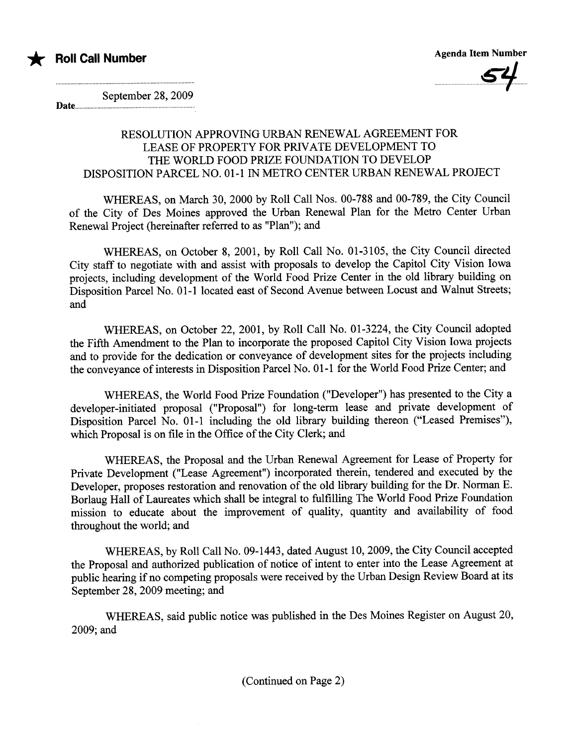★ **Roll Call Number**

**Agenda Item Number**

54

Date September 28, 2009

# RESOLUTION APPROVING URBAN RENEWAL AGREEMENT FOR LEASE OF PROPERTY FOR PRIVATE DEVELOPMENT TO THE WORLD FOOD PRIZE FOUNDATION TO DEVELOP DISPOSITION PARCEL NO. 01-1 IN METRO CENTER URBAN RENEWAL PROJECT

WHEREAS, on March 30, 2000 by Roll Call Nos. 00-788 and 00-789, the City Council of the City of Des Moines approved the Urban Renewal Plan for the Metro Center Urban Renewal Project (hereinafter referred to as "Plan"); and

WHEREAS, on October 8, 2001, by Roll Call No. 01-3105, the City Council directed City staff to negotiate with and assist with proposals to develop the Capitol City Vision Iowa projects, including development of the World Food Prize Center in the old library building on Disposition Parcel No. 01-1 located east of Second Avenue between Locust and Walnut Streets; and

WHEREAS, on October 22, 2001, by Roll Call No. 01-3224, the City Council adopted the Fifth Amendment to the Plan to incorporate the proposed Capitol City Vision Iowa projects and to provide for the dedication or conveyance of development sites for the projects including the conveyance of interests in Disposition Parcel No. 01-1 for the World Food Prize Center; and

WHEREAS, the World Food Prize Foundation ("Developer") has presented to the City a developer-initiated proposal ("Proposal") for long-term lease and private development of Disposition Parcel No. 01-1 including the old library building thereon ("Leased Premises"), which Proposal is on file in the Office of the City Clerk; and

WHEREAS, the Proposal and the Urban Renewal Agreement for Lease of Property for Private Development ("Lease Agreement") incorporated therein, tendered and executed by the Developer, proposes restoration and renovation of the old library building for the Dr. Norman E. Borlaug Hall of Laureates which shall be integral to fulfilling The World Food Prize Foundation mission to educate about the improvement of quality, quantity and availability of food throughout the world; and

WHEREAS, by Roll Call No. 09-1443, dated August 10, 2009, the City Council accepted the Proposal and authorized publication of notice of intent to enter into the Lease Agreement at public hearing if no competing proposals were received by the Urban Design Review Board at its September 28, 2009 meeting; and

WHEREAS, said public notice was published in the Des Moines Register on August 20, 2009; and

(Continued on Page 2)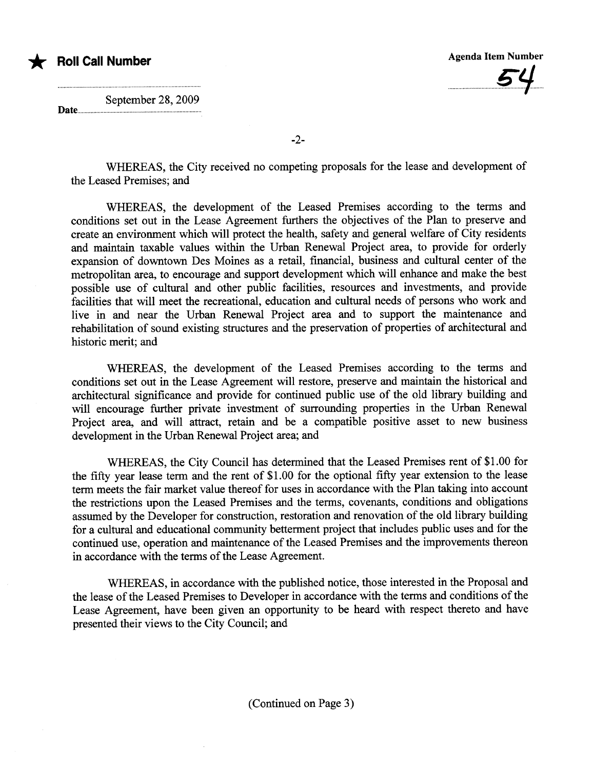★ **Roll Call Number**

**Agenda Item Number**

54

Date September 28, 2009

WHEREAS, the City received no competing proposals for the lease and development of the Leased Premises; and

WHEREAS, the development of the Leased Premises according to the terms and conditions set out in the Lease Agreement furthers the objectives of the Plan to preserve and create an environment which will protect the health, safety and general welfare of City residents and maintain taxable values within the Urban Renewal Project area, to provide for orderly expansion of downtown Des Moines as a retail, financial, business and cultural center of the metropolitan area, to encourage and support development which will enhance and make the best possible use of cultural and other public facilities, resources and investments, and provide facilities that will meet the recreational, education and cultural needs of persons who work and live in and near the Urban Renewal Project area and to support the maintenance and rehabilitation of sound existing structures and the preservation of properties of architectural and historic merit; and

WHEREAS, the development of the Leased Premises according to the terms and conditions set out in the Lease Agreement will restore, preserve and maintain the historical and architectural significance and provide for continued public use of the old library building and will encourage further private investment of surrounding properties in the Urban Renewal Project area, and will attract, retain and be a compatible positive asset to new business development in the Urban Renewal Project area; and

WHEREAS, the City Council has determined that the Leased Premises rent of $1.00 for the fifty year lease term and the rent of $1.00 for the optional fifty year extension to the lease term meets the fair market value thereof for uses in accordance with the Plan taking into account the restrictions upon the Leased Premises and the terms, covenants, conditions and obligations assumed by the Developer for construction, restoration and renovation of the old library building for a cultural and educational community betterment project that includes public uses and for the continued use, operation and maintenance of the Leased Premises and the improvements thereon in accordance with the terms of the Lease Agreement.

WHEREAS, in accordance with the published notice, those interested in the Proposal and the lease of the Leased Premises to Developer in accordance with the terms and conditions of the Lease Agreement, have been given an opportunity to be heard with respect thereto and have presented their views to the City Council; and

(Continued on Page 3)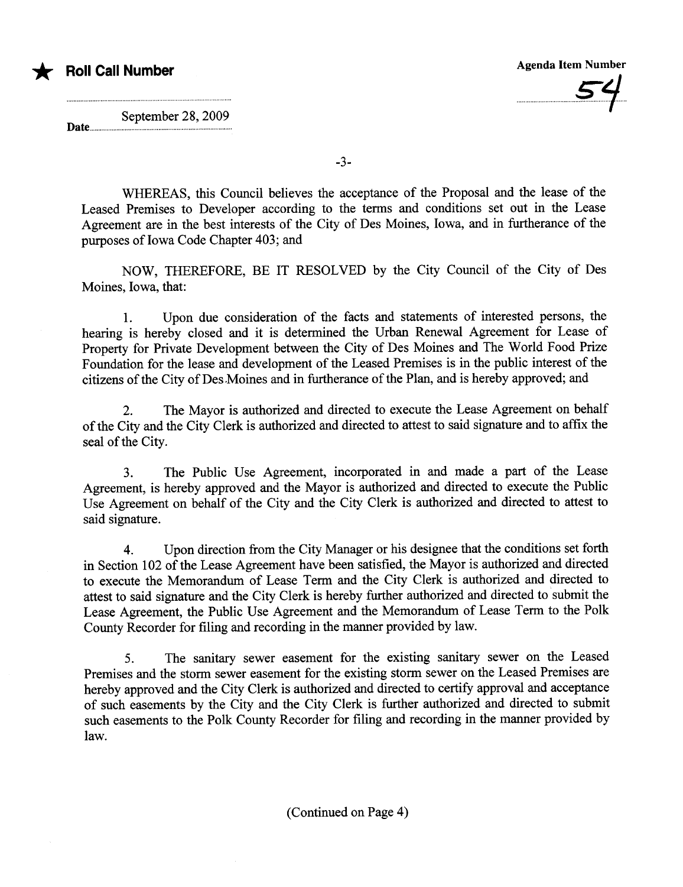★ **Roll Call Number**

**Agenda Item Number**

54

Date September 28, 2009

WHEREAS, this Council believes the acceptance of the Proposal and the lease of the Leased Premises to Developer according to the terms and conditions set out in the Lease Agreement are in the best interests of the City of Des Moines, Iowa, and in furtherance of the purposes of Iowa Code Chapter 403; and

NOW, THEREFORE, BE IT RESOLVED by the City Council of the City of Des Moines, Iowa, that:

1. Upon due consideration of the facts and statements of interested persons, the hearing is hereby closed and it is determined the Urban Renewal Agreement for Lease of Property for Private Development between the City of Des Moines and The World Food Prize Foundation for the lease and development of the Leased Premises is in the public interest of the citizens of the City of Des Moines and in furtherance of the Plan, and is hereby approved; and

2. The Mayor is authorized and directed to execute the Lease Agreement on behalf of the City and the City Clerk is authorized and directed to attest to said signature and to affix the seal of the City.

3. The Public Use Agreement, incorporated in and made a part of the Lease Agreement, is hereby approved and the Mayor is authorized and directed to execute the Public Use Agreement on behalf of the City and the City Clerk is authorized and directed to attest to said signature.

4. Upon direction from the City Manager or his designee that the conditions set forth in Section 102 of the Lease Agreement have been satisfied, the Mayor is authorized and directed to execute the Memorandum of Lease Term and the City Clerk is authorized and directed to attest to said signature and the City Clerk is hereby further authorized and directed to submit the Lease Agreement, the Public Use Agreement and the Memorandum of Lease Term to the Polk County Recorder for filing and recording in the manner provided by law.

5. The sanitary sewer easement for the existing sanitary sewer on the Leased Premises and the storm sewer easement for the existing storm sewer on the Leased Premises are hereby approved and the City Clerk is authorized and directed to certify approval and acceptance of such easements by the City and the City Clerk is further authorized and directed to submit such easements to the Polk County Recorder for filing and recording in the manner provided by law.

(Continued on Page 4)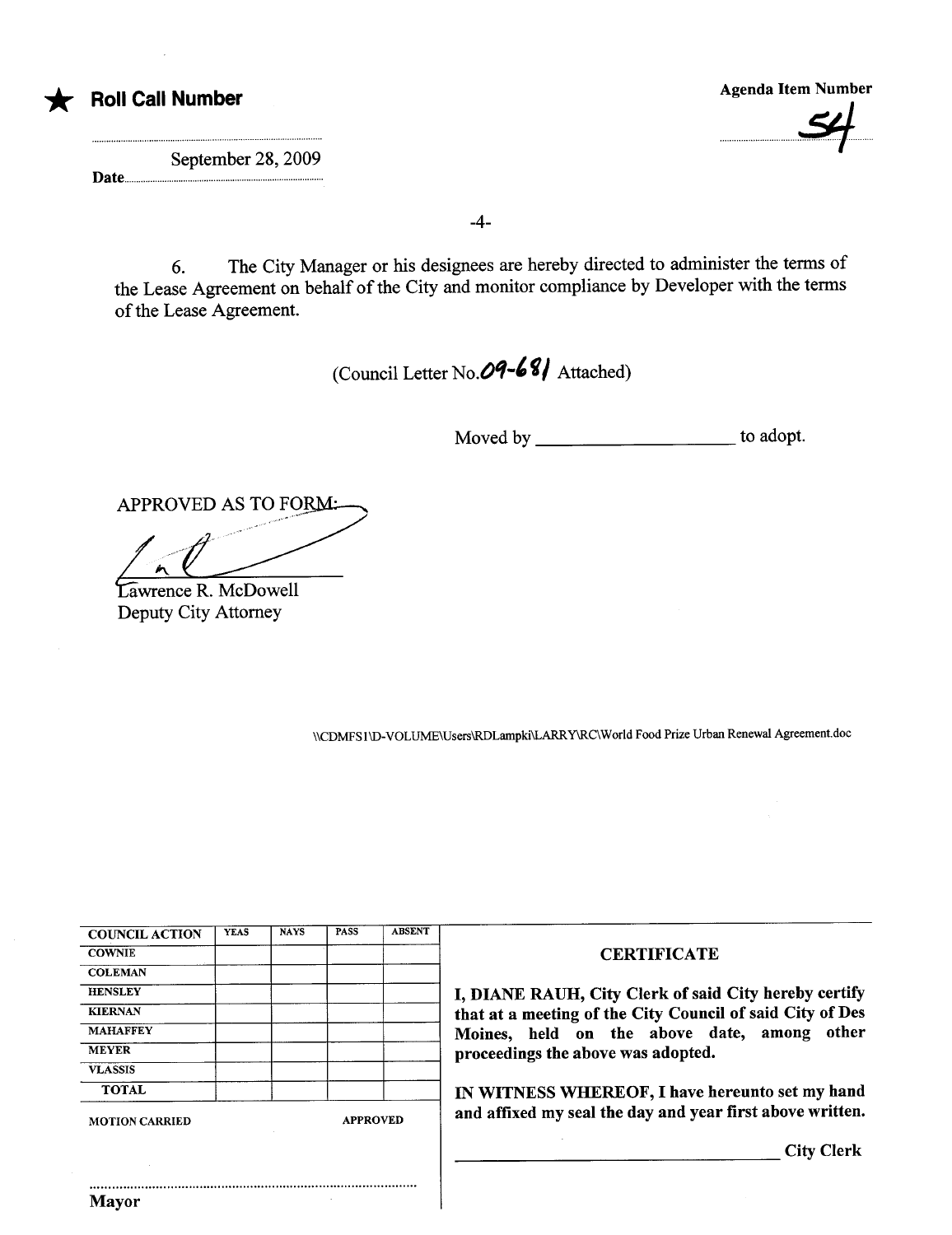★ **Roll Call Number**

**Agenda Item Number**

54

Date September 28, 2009

6. The City Manager or his designees are hereby directed to administer the terms of the Lease Agreement on behalf of the City and monitor compliance by Developer with the terms of the Lease Agreement.

(Council Letter No. 09-681 Attached)

Moved by ____________________ to adopt.

APPROVED AS TO FORM:

Lawrence R. McDowell
Deputy City Attorney

\\CDMFS1\D-VOLUME\Users\RDLampki\LARRY\RC\World Food Prize Urban Renewal Agreement.doc

| COUNCIL ACTION | YEAS | NAYS | PASS | ABSENT |
|---|---|---|---|---|
| COWNIE | | | | |
| COLEMAN | | | | |
| HENSLEY | | | | |
| KIERNAN | | | | |
| MAHAFFEY | | | | |
| MEYER | | | | |
| VLASSIS | | | | |
| TOTAL | | | | |

MOTION CARRIED APPROVED

.......................................................................................
**Mayor**

**CERTIFICATE**

**I, DIANE RAUH, City Clerk of said City hereby certify that at a meeting of the City Council of said City of Des Moines, held on the above date, among other proceedings the above was adopted.**

**IN WITNESS WHEREOF, I have hereunto set my hand and affixed my seal the day and year first above written.**

____________________________________ **City Clerk**